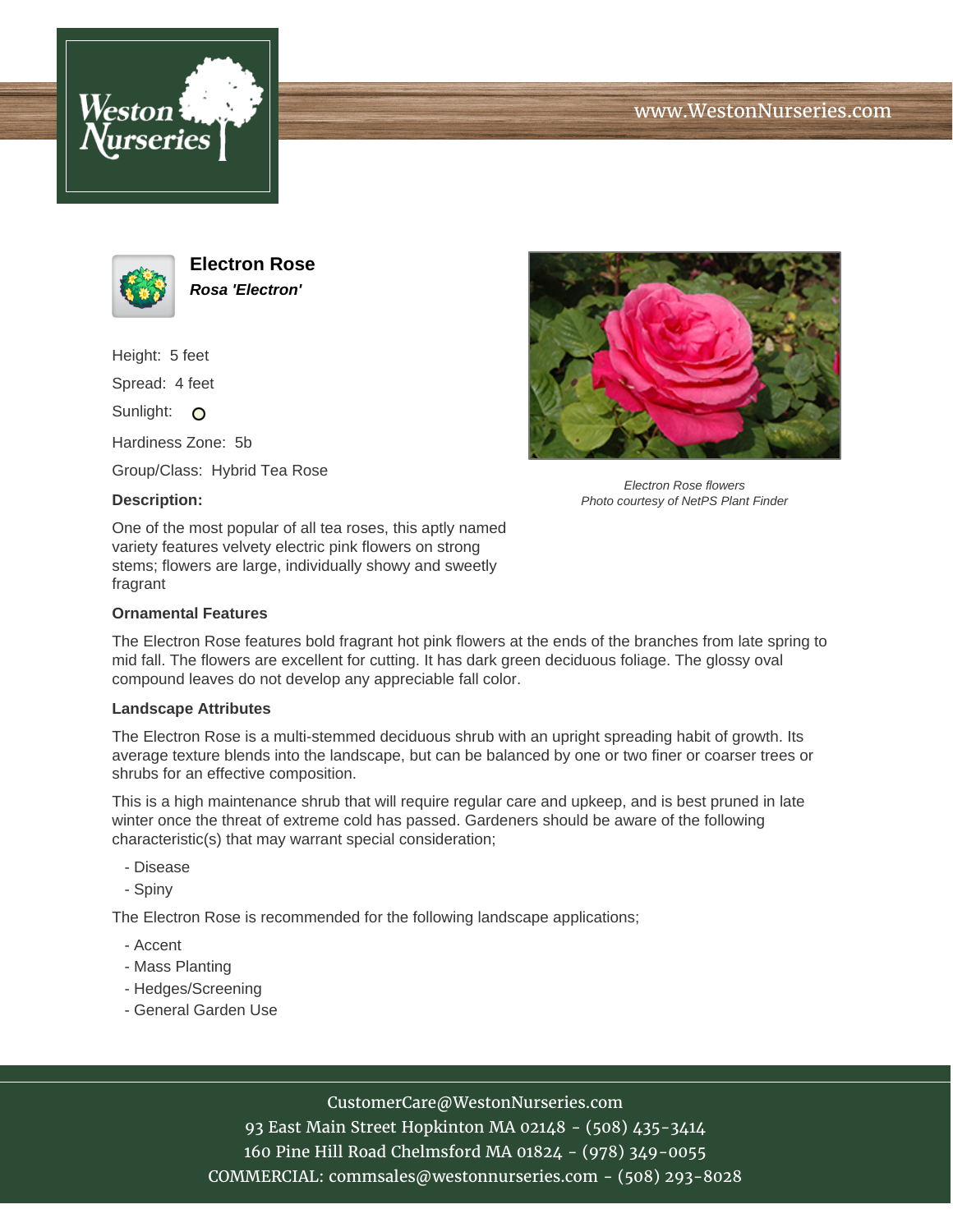# Electron Rose

***Rosa 'Electron'***

Height: 5 feet

Spread: 4 feet

Sunlight:

Hardiness Zone: 5b

Group/Class: Hybrid Tea Rose

*Electron Rose flowers*
*Photo courtesy of NetPS Plant Finder*

**Description:**

One of the most popular of all tea roses, this aptly named variety features velvety electric pink flowers on strong stems; flowers are large, individually showy and sweetly fragrant

### Ornamental Features

The Electron Rose features bold fragrant hot pink flowers at the ends of the branches from late spring to mid fall. The flowers are excellent for cutting. It has dark green deciduous foliage. The glossy oval compound leaves do not develop any appreciable fall color.

### Landscape Attributes

The Electron Rose is a multi-stemmed deciduous shrub with an upright spreading habit of growth. Its average texture blends into the landscape, but can be balanced by one or two finer or coarser trees or shrubs for an effective composition.

This is a high maintenance shrub that will require regular care and upkeep, and is best pruned in late winter once the threat of extreme cold has passed. Gardeners should be aware of the following characteristic(s) that may warrant special consideration;

- Disease
- Spiny

The Electron Rose is recommended for the following landscape applications;

- Accent
- Mass Planting
- Hedges/Screening
- General Garden Use

CustomerCare@WestonNurseries.com
93 East Main Street Hopkinton MA 02148 - (508) 435-3414
160 Pine Hill Road Chelmsford MA 01824 - (978) 349-0055
COMMERCIAL: commsales@westonnurseries.com - (508) 293-8028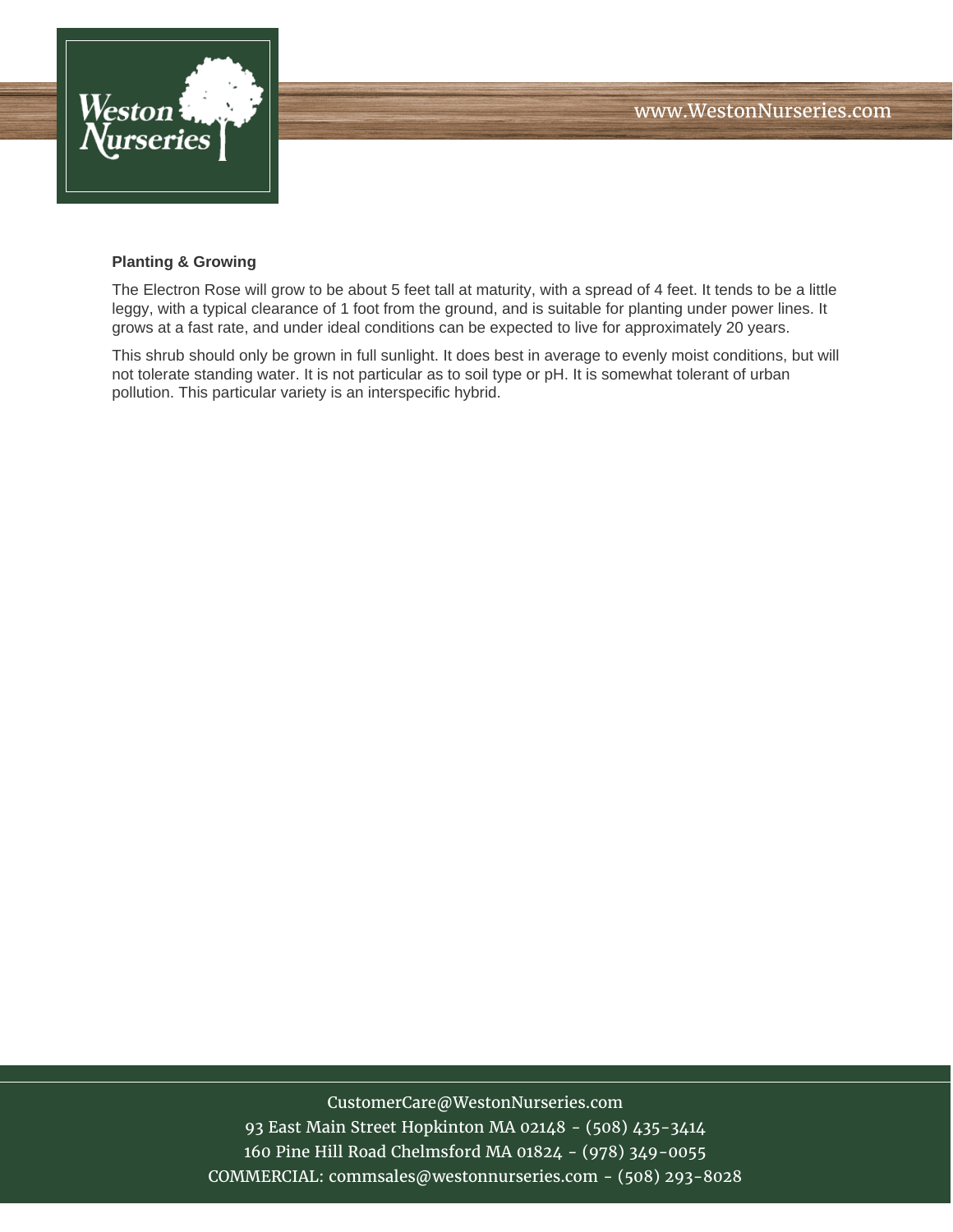### Planting & Growing

The Electron Rose will grow to be about 5 feet tall at maturity, with a spread of 4 feet. It tends to be a little leggy, with a typical clearance of 1 foot from the ground, and is suitable for planting under power lines. It grows at a fast rate, and under ideal conditions can be expected to live for approximately 20 years.

This shrub should only be grown in full sunlight. It does best in average to evenly moist conditions, but will not tolerate standing water. It is not particular as to soil type or pH. It is somewhat tolerant of urban pollution. This particular variety is an interspecific hybrid.